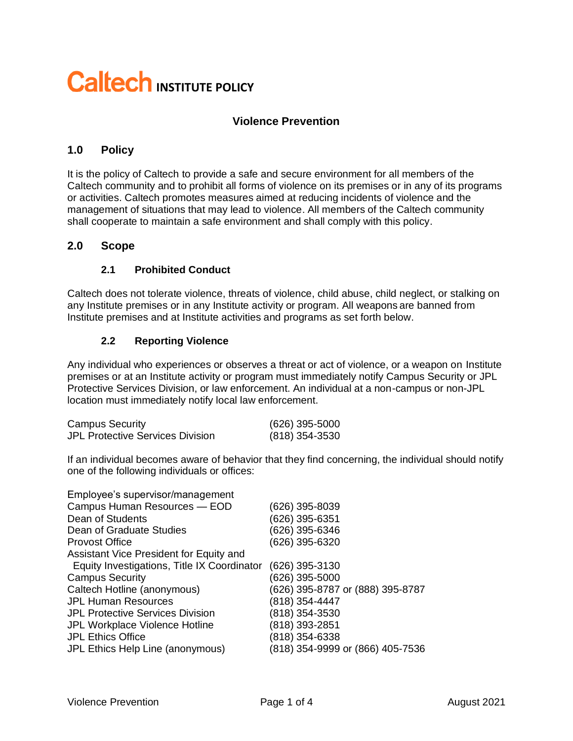# Caltech INSTITUTE POLICY

## Violence Prevention

## 1.0 Policy

It is the policy of Caltech to provide a safe and secure environment for all members of the Caltech community and to prohibit all forms of violence on its premises or in any of its programs or activities. Caltech promotes measures aimed at reducing incidents of violence and the management of situations that may lead to violence. All members of the Caltech community shall cooperate to maintain a safe environment and shall comply with this policy.

## 2.0 Scope

### 2.1 Prohibited Conduct

Caltech does not tolerate violence, threats of violence, child abuse, child neglect, or stalking on any Institute premises or in any Institute activity or program. All weapons are banned from Institute premises and at Institute activities and programs as set forth below.

### 2.2 Reporting Violence

Any individual who experiences or observes a threat or act of violence, or a weapon on Institute premises or at an Institute activity or program must immediately notify Campus Security or JPL Protective Services Division, or law enforcement. An individual at a non-campus or non-JPL location must immediately notify local law enforcement.

| | |
|---|---|
| Campus Security | (626) 395-5000 |
| JPL Protective Services Division | (818) 354-3530 |

If an individual becomes aware of behavior that they find concerning, the individual should notify one of the following individuals or offices:

| | |
|---|---|
| Employee's supervisor/management | |
| Campus Human Resources — EOD | (626) 395-8039 |
| Dean of Students | (626) 395-6351 |
| Dean of Graduate Studies | (626) 395-6346 |
| Provost Office | (626) 395-6320 |
| Assistant Vice President for Equity and Equity Investigations, Title IX Coordinator | (626) 395-3130 |
| Campus Security | (626) 395-5000 |
| Caltech Hotline (anonymous) | (626) 395-8787 or (888) 395-8787 |
| JPL Human Resources | (818) 354-4447 |
| JPL Protective Services Division | (818) 354-3530 |
| JPL Workplace Violence Hotline | (818) 393-2851 |
| JPL Ethics Office | (818) 354-6338 |
| JPL Ethics Help Line (anonymous) | (818) 354-9999 or (866) 405-7536 |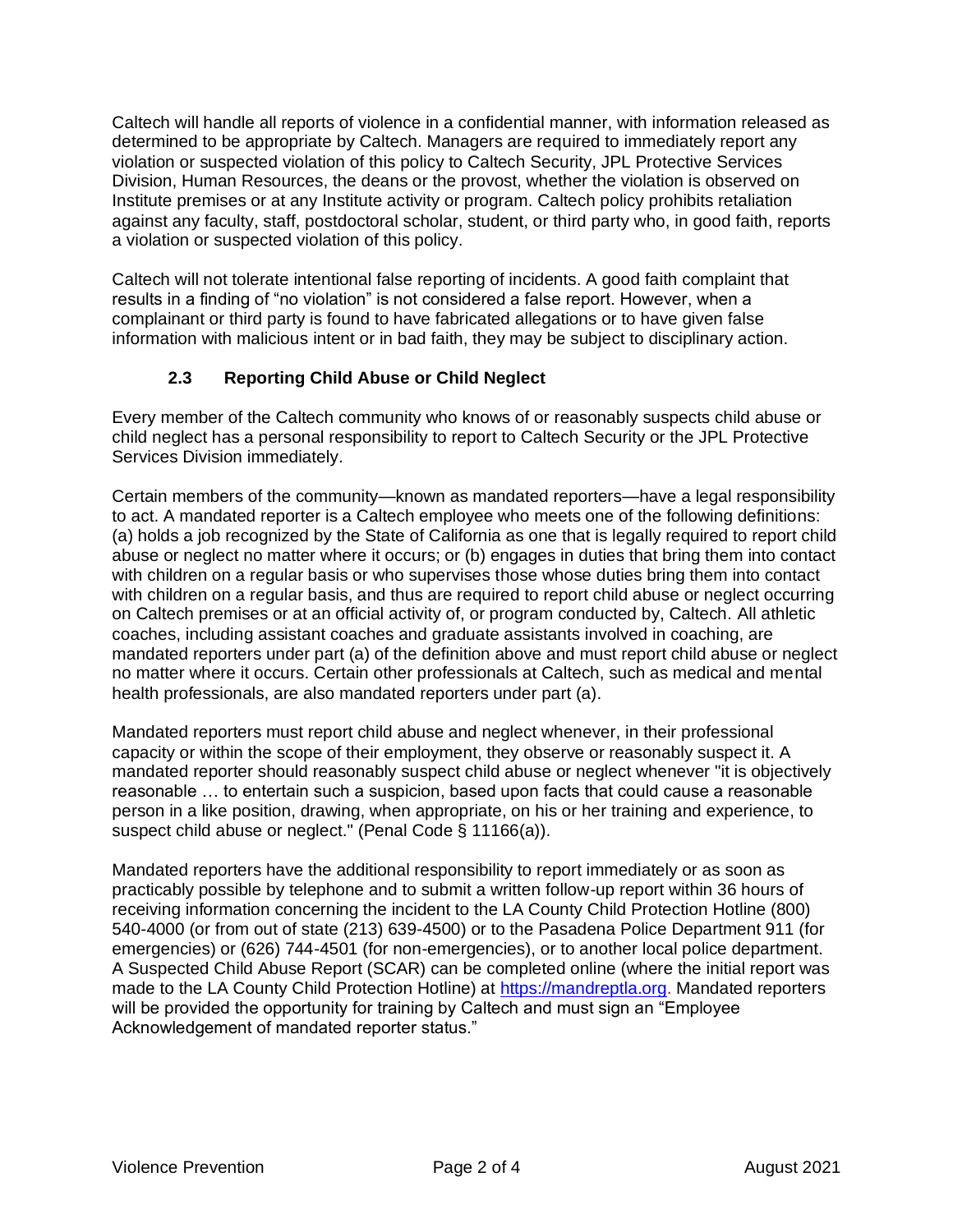Caltech will handle all reports of violence in a confidential manner, with information released as determined to be appropriate by Caltech. Managers are required to immediately report any violation or suspected violation of this policy to Caltech Security, JPL Protective Services Division, Human Resources, the deans or the provost, whether the violation is observed on Institute premises or at any Institute activity or program. Caltech policy prohibits retaliation against any faculty, staff, postdoctoral scholar, student, or third party who, in good faith, reports a violation or suspected violation of this policy.

Caltech will not tolerate intentional false reporting of incidents. A good faith complaint that results in a finding of "no violation" is not considered a false report. However, when a complainant or third party is found to have fabricated allegations or to have given false information with malicious intent or in bad faith, they may be subject to disciplinary action.

### 2.3 Reporting Child Abuse or Child Neglect

Every member of the Caltech community who knows of or reasonably suspects child abuse or child neglect has a personal responsibility to report to Caltech Security or the JPL Protective Services Division immediately.

Certain members of the community—known as mandated reporters—have a legal responsibility to act. A mandated reporter is a Caltech employee who meets one of the following definitions: (a) holds a job recognized by the State of California as one that is legally required to report child abuse or neglect no matter where it occurs; or (b) engages in duties that bring them into contact with children on a regular basis or who supervises those whose duties bring them into contact with children on a regular basis, and thus are required to report child abuse or neglect occurring on Caltech premises or at an official activity of, or program conducted by, Caltech. All athletic coaches, including assistant coaches and graduate assistants involved in coaching, are mandated reporters under part (a) of the definition above and must report child abuse or neglect no matter where it occurs. Certain other professionals at Caltech, such as medical and mental health professionals, are also mandated reporters under part (a).

Mandated reporters must report child abuse and neglect whenever, in their professional capacity or within the scope of their employment, they observe or reasonably suspect it. A mandated reporter should reasonably suspect child abuse or neglect whenever "it is objectively reasonable … to entertain such a suspicion, based upon facts that could cause a reasonable person in a like position, drawing, when appropriate, on his or her training and experience, to suspect child abuse or neglect." (Penal Code § 11166(a)).

Mandated reporters have the additional responsibility to report immediately or as soon as practicably possible by telephone and to submit a written follow-up report within 36 hours of receiving information concerning the incident to the LA County Child Protection Hotline (800) 540-4000 (or from out of state (213) 639-4500) or to the Pasadena Police Department 911 (for emergencies) or (626) 744-4501 (for non-emergencies), or to another local police department. A Suspected Child Abuse Report (SCAR) can be completed online (where the initial report was made to the LA County Child Protection Hotline) at [https://mandreptla.org](https://mandreptla.org). Mandated reporters will be provided the opportunity for training by Caltech and must sign an "Employee Acknowledgement of mandated reporter status."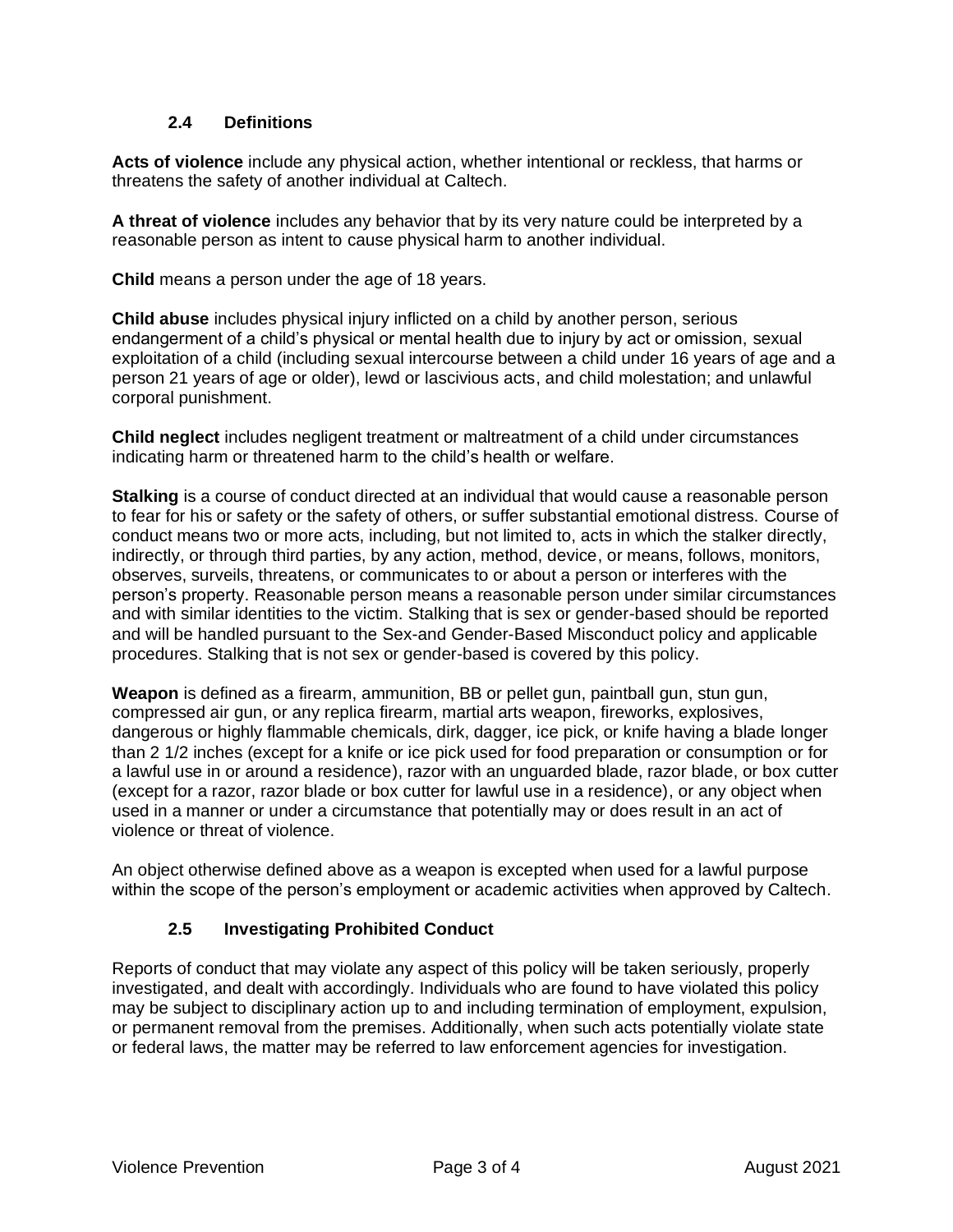### 2.4 Definitions

**Acts of violence** include any physical action, whether intentional or reckless, that harms or threatens the safety of another individual at Caltech.

**A threat of violence** includes any behavior that by its very nature could be interpreted by a reasonable person as intent to cause physical harm to another individual.

**Child** means a person under the age of 18 years.

**Child abuse** includes physical injury inflicted on a child by another person, serious endangerment of a child's physical or mental health due to injury by act or omission, sexual exploitation of a child (including sexual intercourse between a child under 16 years of age and a person 21 years of age or older), lewd or lascivious acts, and child molestation; and unlawful corporal punishment.

**Child neglect** includes negligent treatment or maltreatment of a child under circumstances indicating harm or threatened harm to the child's health or welfare.

**Stalking** is a course of conduct directed at an individual that would cause a reasonable person to fear for his or safety or the safety of others, or suffer substantial emotional distress. Course of conduct means two or more acts, including, but not limited to, acts in which the stalker directly, indirectly, or through third parties, by any action, method, device, or means, follows, monitors, observes, surveils, threatens, or communicates to or about a person or interferes with the person's property. Reasonable person means a reasonable person under similar circumstances and with similar identities to the victim. Stalking that is sex or gender-based should be reported and will be handled pursuant to the Sex-and Gender-Based Misconduct policy and applicable procedures. Stalking that is not sex or gender-based is covered by this policy.

**Weapon** is defined as a firearm, ammunition, BB or pellet gun, paintball gun, stun gun, compressed air gun, or any replica firearm, martial arts weapon, fireworks, explosives, dangerous or highly flammable chemicals, dirk, dagger, ice pick, or knife having a blade longer than 2 1/2 inches (except for a knife or ice pick used for food preparation or consumption or for a lawful use in or around a residence), razor with an unguarded blade, razor blade, or box cutter (except for a razor, razor blade or box cutter for lawful use in a residence), or any object when used in a manner or under a circumstance that potentially may or does result in an act of violence or threat of violence.

An object otherwise defined above as a weapon is excepted when used for a lawful purpose within the scope of the person's employment or academic activities when approved by Caltech.

### 2.5 Investigating Prohibited Conduct

Reports of conduct that may violate any aspect of this policy will be taken seriously, properly investigated, and dealt with accordingly. Individuals who are found to have violated this policy may be subject to disciplinary action up to and including termination of employment, expulsion, or permanent removal from the premises. Additionally, when such acts potentially violate state or federal laws, the matter may be referred to law enforcement agencies for investigation.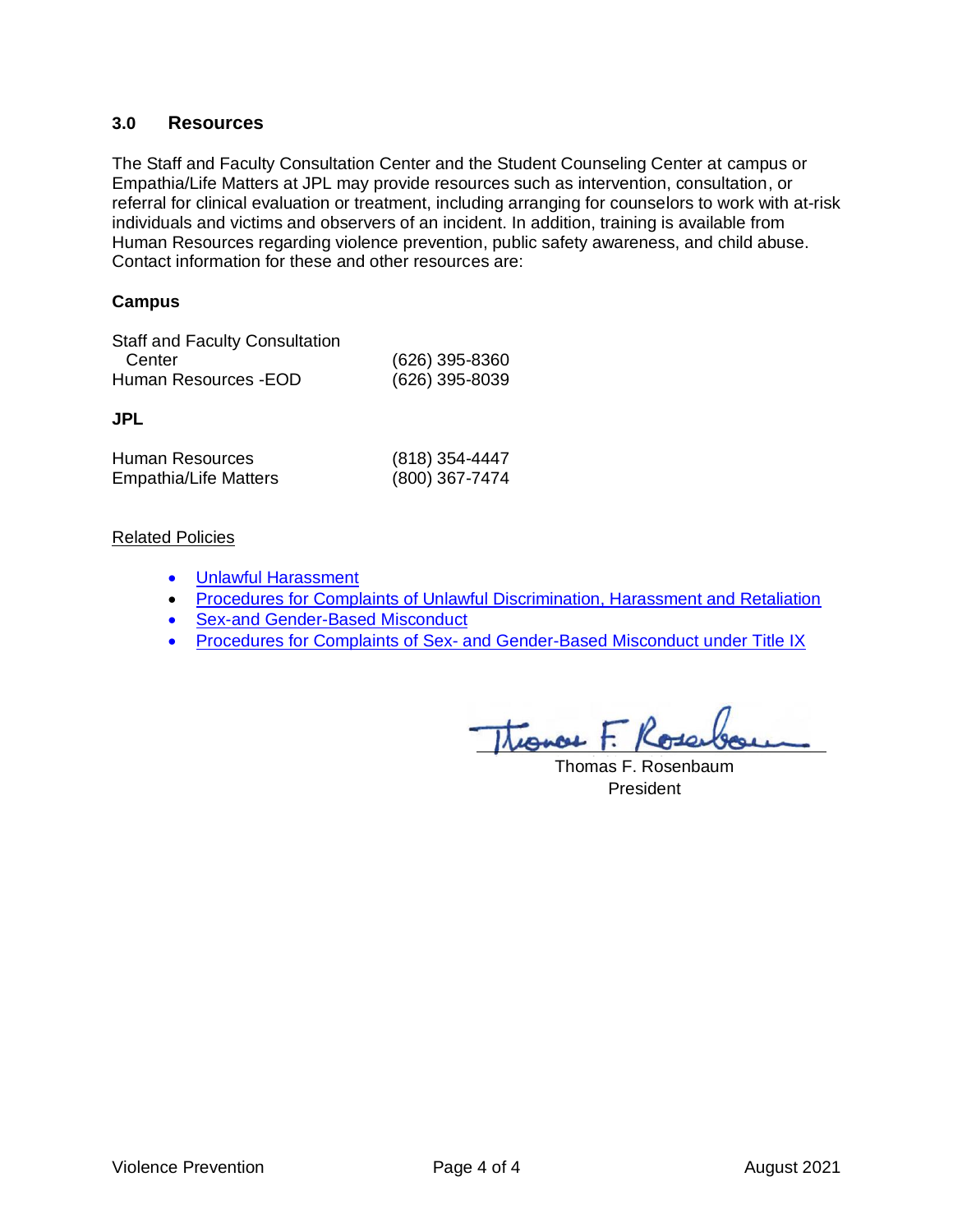## 3.0 Resources

The Staff and Faculty Consultation Center and the Student Counseling Center at campus or Empathia/Life Matters at JPL may provide resources such as intervention, consultation, or referral for clinical evaluation or treatment, including arranging for counselors to work with at-risk individuals and victims and observers of an incident. In addition, training is available from Human Resources regarding violence prevention, public safety awareness, and child abuse. Contact information for these and other resources are:

**Campus**

| | |
|---|---|
| Staff and Faculty Consultation Center | (626) 395-8360 |
| Human Resources -EOD | (626) 395-8039 |

**JPL**

| | |
|---|---|
| Human Resources | (818) 354-4447 |
| Empathia/Life Matters | (800) 367-7474 |

Related Policies

- Unlawful Harassment
- Procedures for Complaints of Unlawful Discrimination, Harassment and Retaliation
- Sex-and Gender-Based Misconduct
- Procedures for Complaints of Sex- and Gender-Based Misconduct under Title IX

Thomas F. Rosenbaum
President